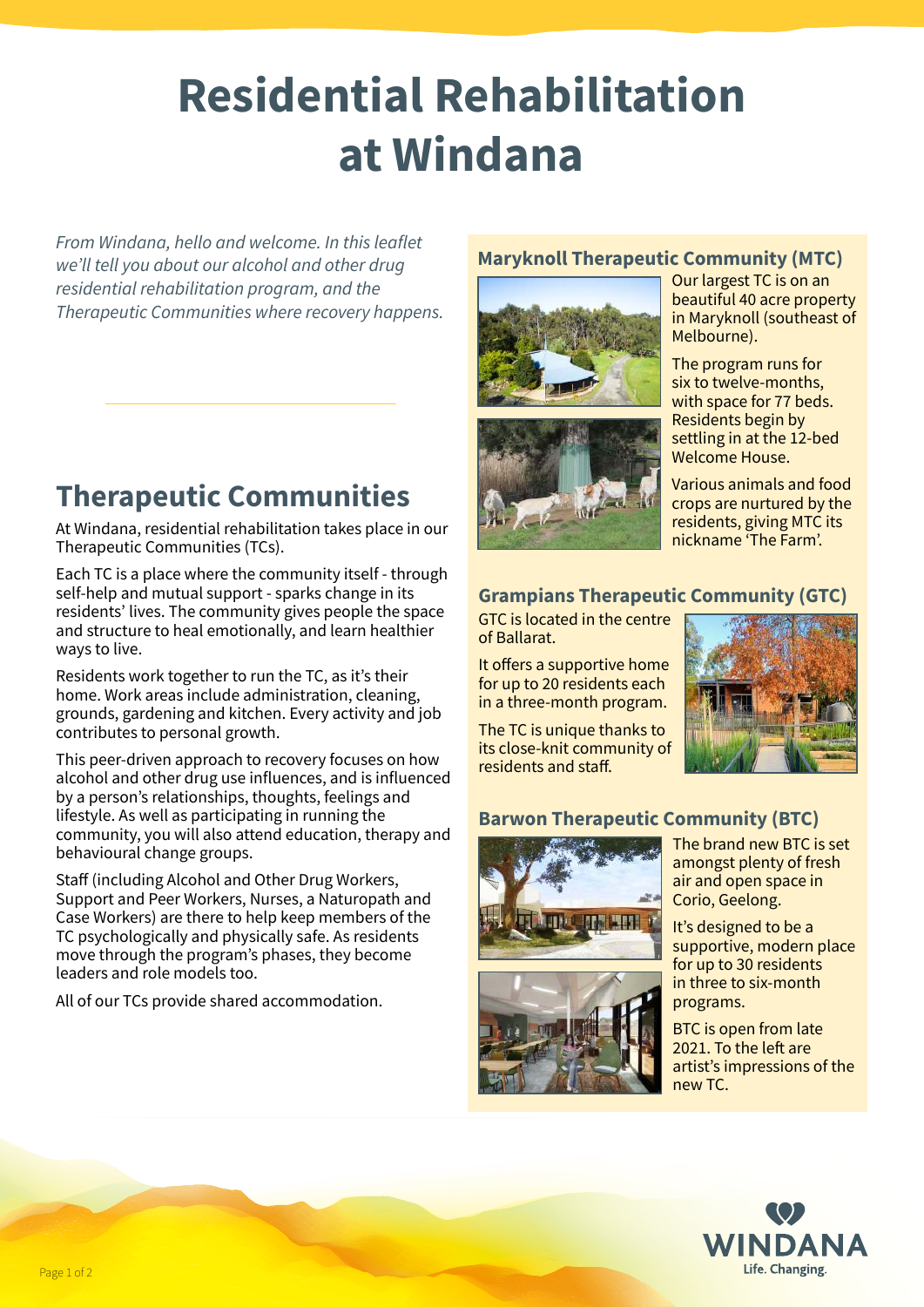# Residential Rehabilitation at Windana

*From Windana, hello and welcome. In this leaflet we'll tell you about our alcohol and other drug residential rehabilitation program, and the Therapeutic Communities where recovery happens.*

## Therapeutic Communities

At Windana, residential rehabilitation takes place in our Therapeutic Communities (TCs).

Each TC is a place where the community itself - through self-help and mutual support - sparks change in its residents' lives. The community gives people the space and structure to heal emotionally, and learn healthier ways to live.

Residents work together to run the TC, as it's their home. Work areas include administration, cleaning, grounds, gardening and kitchen. Every activity and job contributes to personal growth.

This peer-driven approach to recovery focuses on how alcohol and other drug use influences, and is influenced by a person's relationships, thoughts, feelings and lifestyle. As well as participating in running the community, you will also attend education, therapy and behavioural change groups.

Staff (including Alcohol and Other Drug Workers, Support and Peer Workers, Nurses, a Naturopath and Case Workers) are there to help keep members of the TC psychologically and physically safe. As residents move through the program's phases, they become leaders and role models too.

All of our TCs provide shared accommodation.

### Maryknoll Therapeutic Community (MTC)

Our largest TC is on an beautiful 40 acre property in Maryknoll (southeast of Melbourne).

The program runs for six to twelve-months, with space for 77 beds. Residents begin by settling in at the 12-bed Welcome House.

Various animals and food crops are nurtured by the residents, giving MTC its nickname 'The Farm'.

### Grampians Therapeutic Community (GTC)

GTC is located in the centre of Ballarat.

It offers a supportive home for up to 20 residents each in a three-month program.

The TC is unique thanks to its close-knit community of residents and staff.

### Barwon Therapeutic Community (BTC)

The brand new BTC is set amongst plenty of fresh air and open space in Corio, Geelong.

It's designed to be a supportive, modern place for up to 30 residents in three to six-month programs.

BTC is open from late 2021. To the left are artist's impressions of the new TC.

WINDANA
Life. Changing.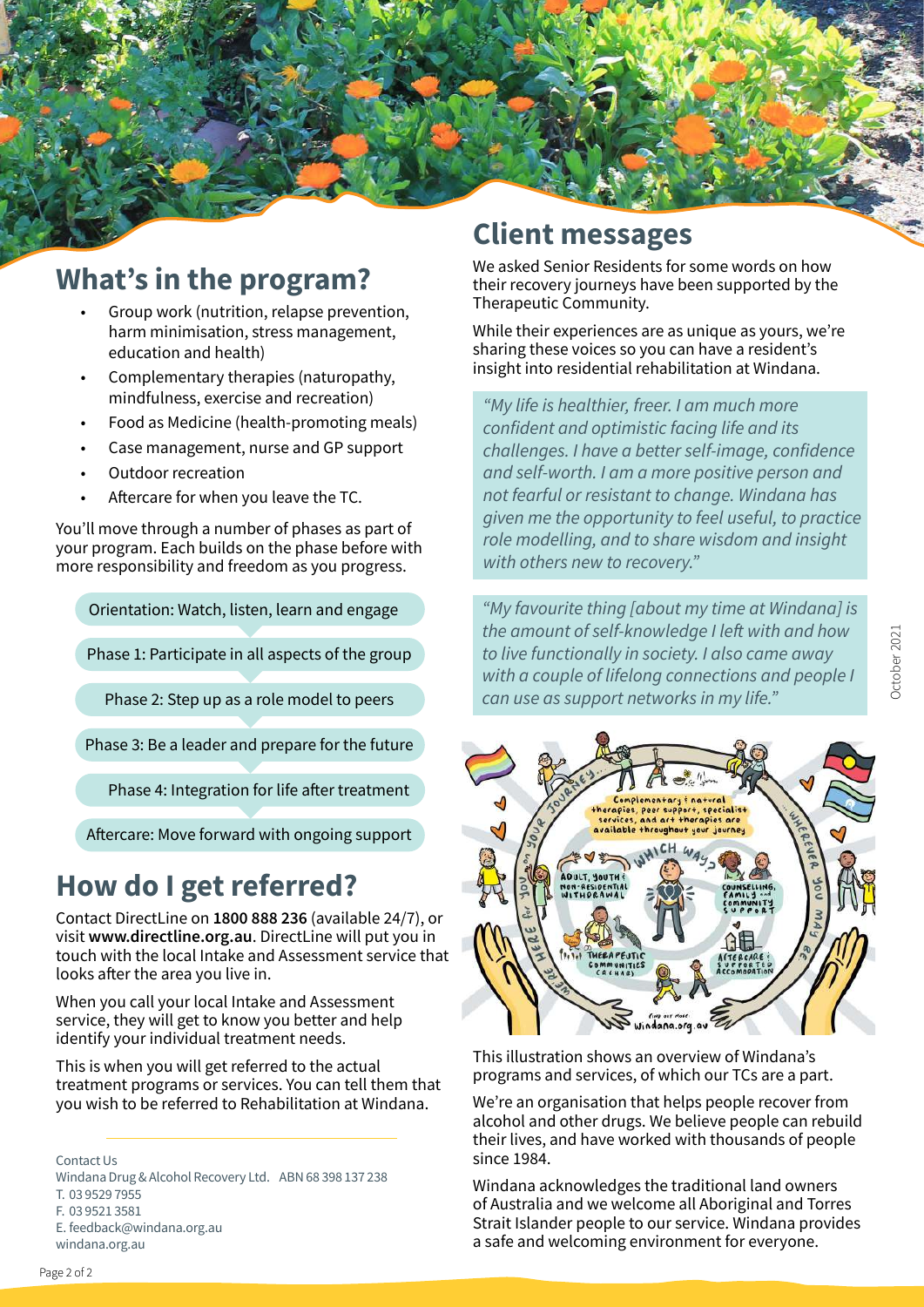## What's in the program?

- Group work (nutrition, relapse prevention, harm minimisation, stress management, education and health)
- Complementary therapies (naturopathy, mindfulness, exercise and recreation)
- Food as Medicine (health-promoting meals)
- Case management, nurse and GP support
- Outdoor recreation
- Aftercare for when you leave the TC.

You'll move through a number of phases as part of your program. Each builds on the phase before with more responsibility and freedom as you progress.

Orientation: Watch, listen, learn and engage

Phase 1: Participate in all aspects of the group

Phase 2: Step up as a role model to peers

Phase 3: Be a leader and prepare for the future

Phase 4: Integration for life after treatment

Aftercare: Move forward with ongoing support

## How do I get referred?

Contact DirectLine on **1800 888 236** (available 24/7), or visit **www.directline.org.au**. DirectLine will put you in touch with the local Intake and Assessment service that looks after the area you live in.

When you call your local Intake and Assessment service, they will get to know you better and help identify your individual treatment needs.

This is when you will get referred to the actual treatment programs or services. You can tell them that you wish to be referred to Rehabilitation at Windana.

Contact Us
Windana Drug & Alcohol Recovery Ltd. ABN 68 398 137 238
T. 03 9529 7955
F. 03 9521 3581
E. feedback@windana.org.au
windana.org.au

## Client messages

We asked Senior Residents for some words on how their recovery journeys have been supported by the Therapeutic Community.

While their experiences are as unique as yours, we're sharing these voices so you can have a resident's insight into residential rehabilitation at Windana.

*"My life is healthier, freer. I am much more confident and optimistic facing life and its challenges. I have a better self-image, confidence and self-worth. I am a more positive person and not fearful or resistant to change. Windana has given me the opportunity to feel useful, to practice role modelling, and to share wisdom and insight with others new to recovery."*

*"My favourite thing [about my time at Windana] is the amount of self-knowledge I left with and how to live functionally in society. I also came away with a couple of lifelong connections and people I can use as support networks in my life."*

This illustration shows an overview of Windana's programs and services, of which our TCs are a part.

We're an organisation that helps people recover from alcohol and other drugs. We believe people can rebuild their lives, and have worked with thousands of people since 1984.

Windana acknowledges the traditional land owners of Australia and we welcome all Aboriginal and Torres Strait Islander people to our service. Windana provides a safe and welcoming environment for everyone.

October 2021